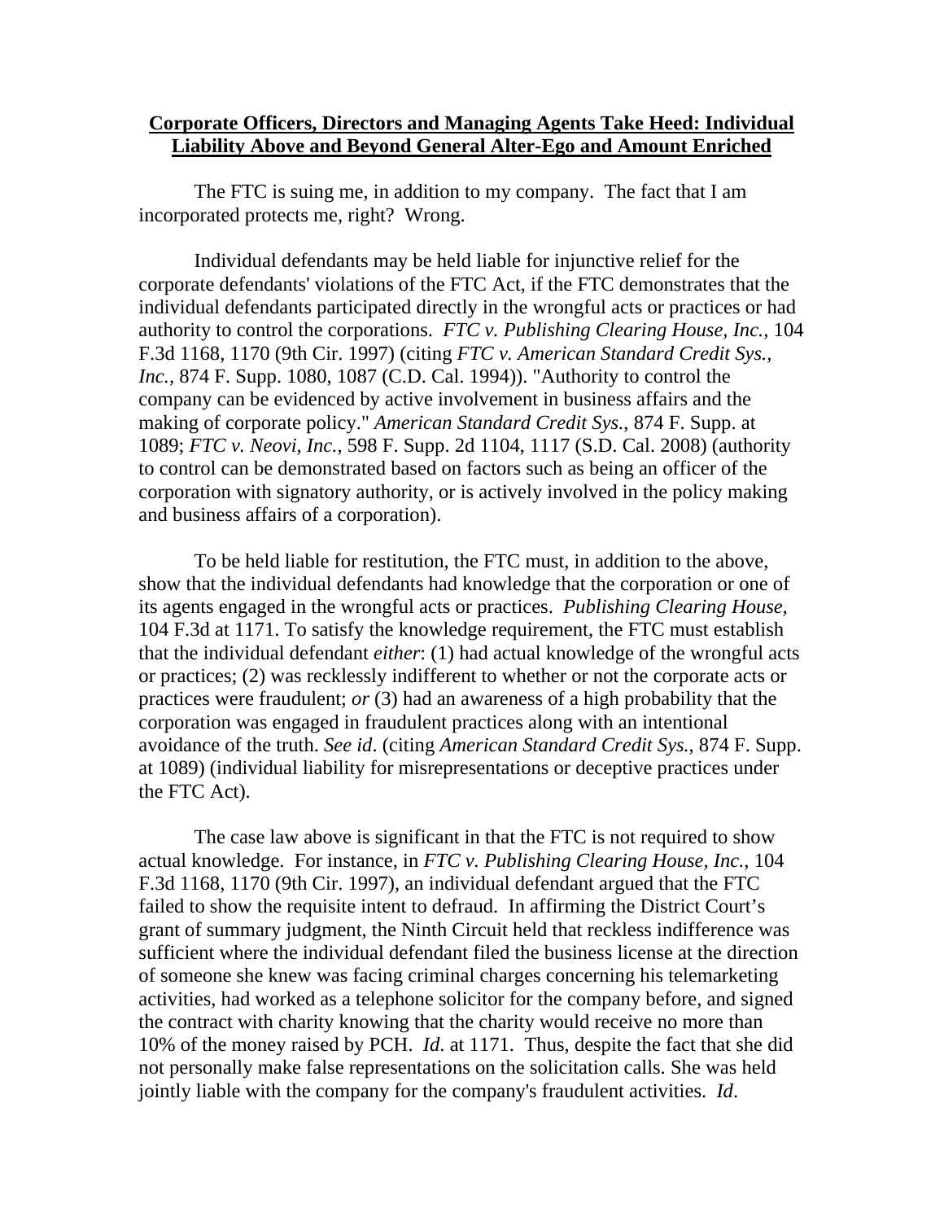**Corporate Officers, Directors and Managing Agents Take Heed: Individual Liability Above and Beyond General Alter-Ego and Amount Enriched**

The FTC is suing me, in addition to my company. The fact that I am incorporated protects me, right? Wrong.

Individual defendants may be held liable for injunctive relief for the corporate defendants' violations of the FTC Act, if the FTC demonstrates that the individual defendants participated directly in the wrongful acts or practices or had authority to control the corporations. *FTC v. Publishing Clearing House, Inc.*, 104 F.3d 1168, 1170 (9th Cir. 1997) (citing *FTC v. American Standard Credit Sys., Inc.*, 874 F. Supp. 1080, 1087 (C.D. Cal. 1994)). "Authority to control the company can be evidenced by active involvement in business affairs and the making of corporate policy." *American Standard Credit Sys.*, 874 F. Supp. at 1089; *FTC v. Neovi, Inc.*, 598 F. Supp. 2d 1104, 1117 (S.D. Cal. 2008) (authority to control can be demonstrated based on factors such as being an officer of the corporation with signatory authority, or is actively involved in the policy making and business affairs of a corporation).

To be held liable for restitution, the FTC must, in addition to the above, show that the individual defendants had knowledge that the corporation or one of its agents engaged in the wrongful acts or practices. *Publishing Clearing House*, 104 F.3d at 1171. To satisfy the knowledge requirement, the FTC must establish that the individual defendant *either*: (1) had actual knowledge of the wrongful acts or practices; (2) was recklessly indifferent to whether or not the corporate acts or practices were fraudulent; *or* (3) had an awareness of a high probability that the corporation was engaged in fraudulent practices along with an intentional avoidance of the truth. *See id*. (citing *American Standard Credit Sys.*, 874 F. Supp. at 1089) (individual liability for misrepresentations or deceptive practices under the FTC Act).

The case law above is significant in that the FTC is not required to show actual knowledge. For instance, in *FTC v. Publishing Clearing House, Inc.*, 104 F.3d 1168, 1170 (9th Cir. 1997), an individual defendant argued that the FTC failed to show the requisite intent to defraud. In affirming the District Court's grant of summary judgment, the Ninth Circuit held that reckless indifference was sufficient where the individual defendant filed the business license at the direction of someone she knew was facing criminal charges concerning his telemarketing activities, had worked as a telephone solicitor for the company before, and signed the contract with charity knowing that the charity would receive no more than 10% of the money raised by PCH. *Id*. at 1171. Thus, despite the fact that she did not personally make false representations on the solicitation calls. She was held jointly liable with the company for the company's fraudulent activities. *Id*.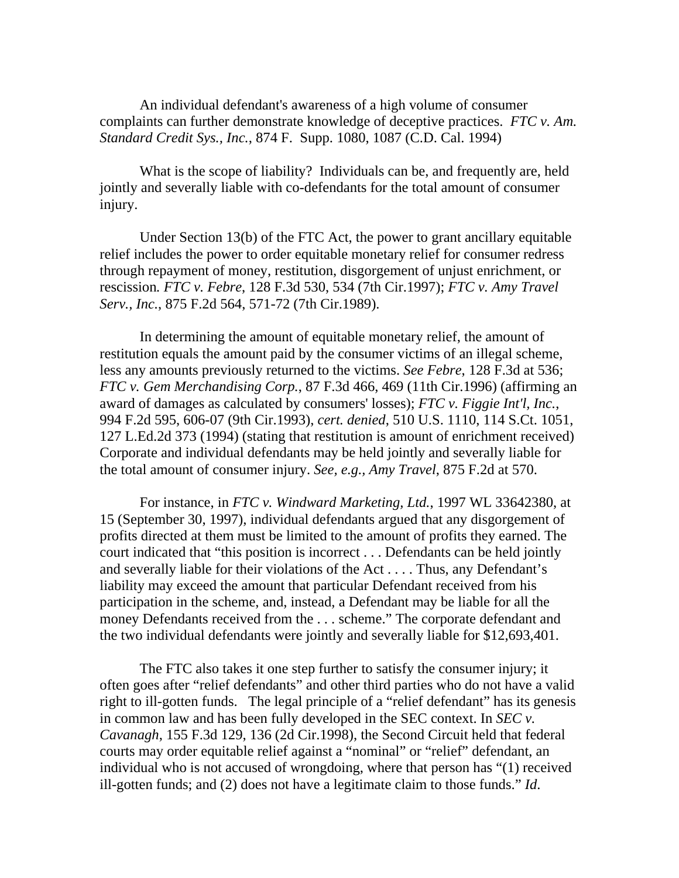An individual defendant's awareness of a high volume of consumer complaints can further demonstrate knowledge of deceptive practices. *FTC v. Am. Standard Credit Sys., Inc.*, 874 F. Supp. 1080, 1087 (C.D. Cal. 1994)

What is the scope of liability? Individuals can be, and frequently are, held jointly and severally liable with co-defendants for the total amount of consumer injury.

Under Section 13(b) of the FTC Act, the power to grant ancillary equitable relief includes the power to order equitable monetary relief for consumer redress through repayment of money, restitution, disgorgement of unjust enrichment, or rescission. *FTC v. Febre*, 128 F.3d 530, 534 (7th Cir.1997); *FTC v. Amy Travel Serv., Inc.*, 875 F.2d 564, 571-72 (7th Cir.1989).

In determining the amount of equitable monetary relief, the amount of restitution equals the amount paid by the consumer victims of an illegal scheme, less any amounts previously returned to the victims. *See Febre*, 128 F.3d at 536; *FTC v. Gem Merchandising Corp.*, 87 F.3d 466, 469 (11th Cir.1996) (affirming an award of damages as calculated by consumers' losses); *FTC v. Figgie Int'l, Inc.*, 994 F.2d 595, 606-07 (9th Cir.1993), *cert. denied*, 510 U.S. 1110, 114 S.Ct. 1051, 127 L.Ed.2d 373 (1994) (stating that restitution is amount of enrichment received) Corporate and individual defendants may be held jointly and severally liable for the total amount of consumer injury. *See, e.g., Amy Travel*, 875 F.2d at 570.

For instance, in *FTC v. Windward Marketing, Ltd.*, 1997 WL 33642380, at 15 (September 30, 1997), individual defendants argued that any disgorgement of profits directed at them must be limited to the amount of profits they earned. The court indicated that "this position is incorrect . . . Defendants can be held jointly and severally liable for their violations of the Act . . . . Thus, any Defendant's liability may exceed the amount that particular Defendant received from his participation in the scheme, and, instead, a Defendant may be liable for all the money Defendants received from the . . . scheme." The corporate defendant and the two individual defendants were jointly and severally liable for $12,693,401.

The FTC also takes it one step further to satisfy the consumer injury; it often goes after "relief defendants" and other third parties who do not have a valid right to ill-gotten funds. The legal principle of a "relief defendant" has its genesis in common law and has been fully developed in the SEC context. In *SEC v. Cavanagh*, 155 F.3d 129, 136 (2d Cir.1998), the Second Circuit held that federal courts may order equitable relief against a "nominal" or "relief" defendant, an individual who is not accused of wrongdoing, where that person has "(1) received ill-gotten funds; and (2) does not have a legitimate claim to those funds." *Id.*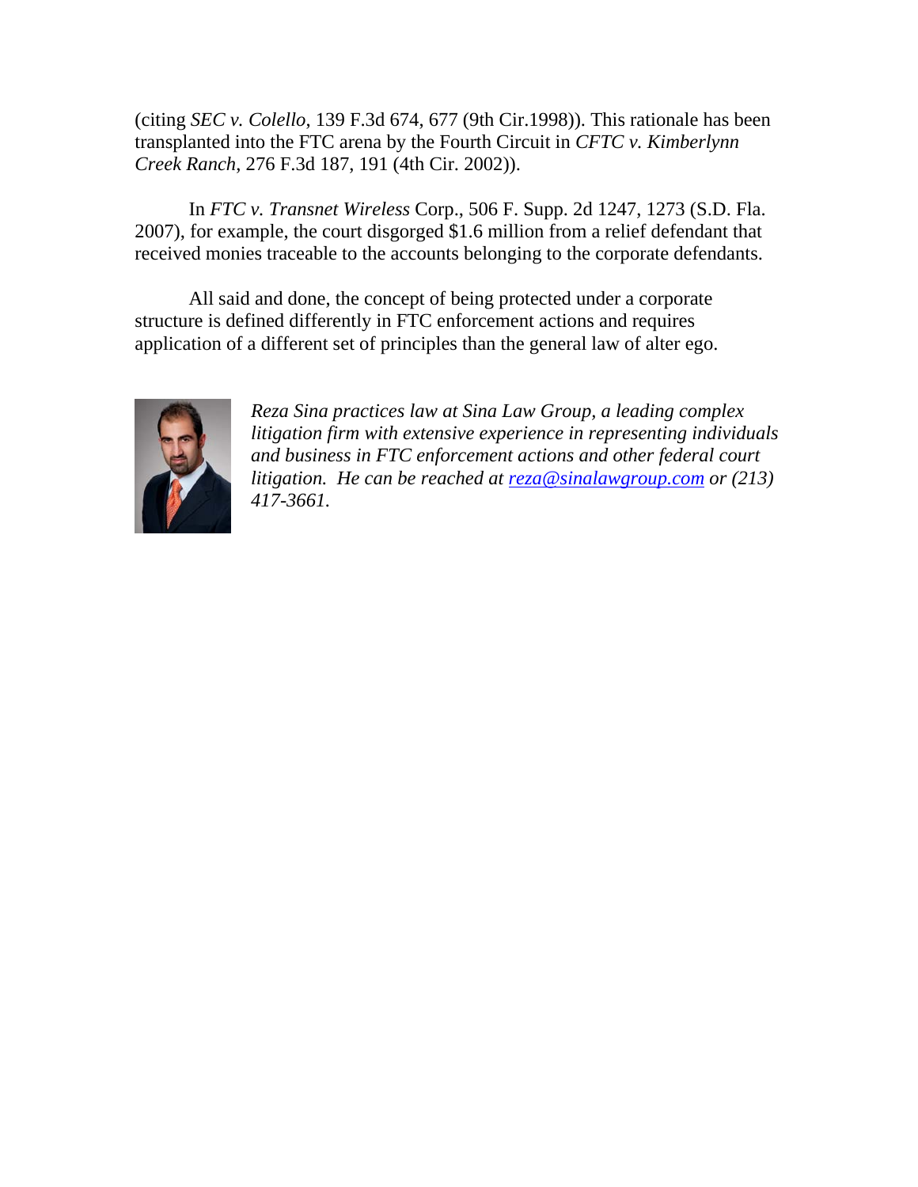(citing *SEC v. Colello*, 139 F.3d 674, 677 (9th Cir.1998)). This rationale has been transplanted into the FTC arena by the Fourth Circuit in *CFTC v. Kimberlynn Creek Ranch*, 276 F.3d 187, 191 (4th Cir. 2002)).

In *FTC v. Transnet Wireless* Corp., 506 F. Supp. 2d 1247, 1273 (S.D. Fla. 2007), for example, the court disgorged $1.6 million from a relief defendant that received monies traceable to the accounts belonging to the corporate defendants.

All said and done, the concept of being protected under a corporate structure is defined differently in FTC enforcement actions and requires application of a different set of principles than the general law of alter ego.

*Reza Sina practices law at Sina Law Group, a leading complex litigation firm with extensive experience in representing individuals and business in FTC enforcement actions and other federal court litigation. He can be reached at [reza@sinalawgroup.com](mailto:reza@sinalawgroup.com) or (213) 417-3661.*